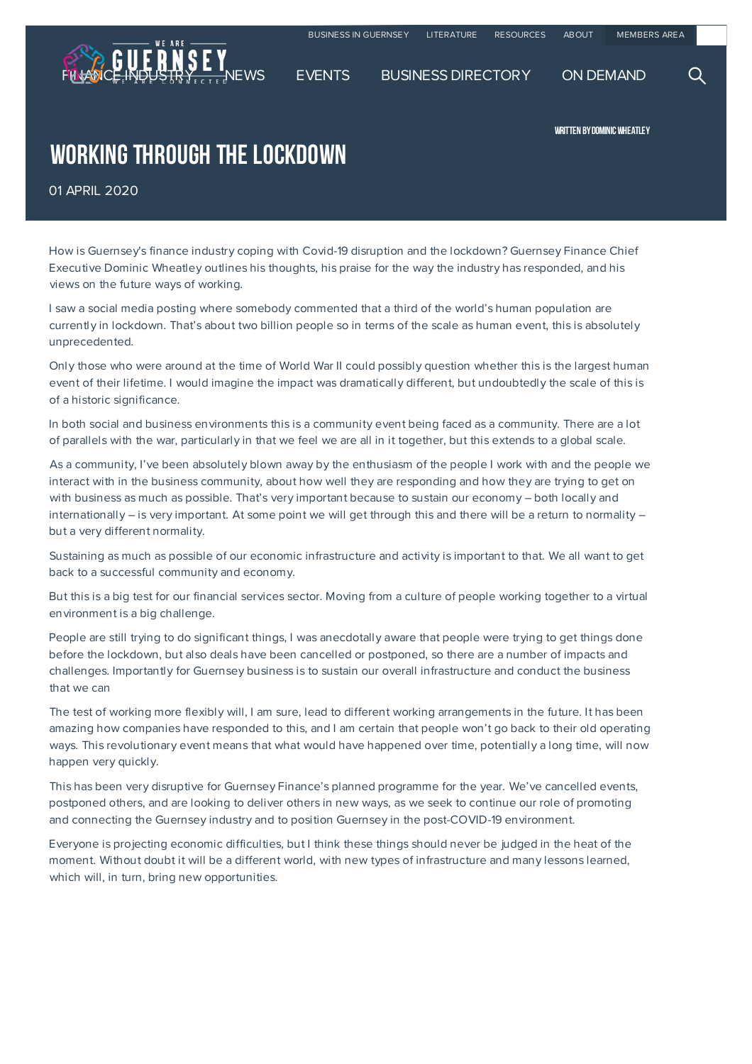# WORKING THROUGH THE LOCKDOWN

WRITTEN BY DOMINIC WHEATLEY

01 APRIL 2020

How is Guernsey's finance industry coping with Covid-19 disruption and the lockdown? Guernsey Finance Chief Executive Dominic Wheatley outlines his thoughts, his praise for the way the industry has responded, and his views on the future ways of working.

I saw a social media posting where somebody commented that a third of the world's human population are currently in lockdown. That's about two billion people so in terms of the scale as human event, this is absolutely unprecedented.

Only those who were around at the time of World War II could possibly question whether this is the largest human event of their lifetime. I would imagine the impact was dramatically different, but undoubtedly the scale of this is of a historic significance.

In both social and business environments this is a community event being faced as a community. There are a lot of parallels with the war, particularly in that we feel we are all in it together, but this extends to a global scale.

As a community, I've been absolutely blown away by the enthusiasm of the people I work with and the people we interact with in the business community, about how well they are responding and how they are trying to get on with business as much as possible. That's very important because to sustain our economy – both locally and internationally – is very important. At some point we will get through this and there will be a return to normality – but a very different normality.

Sustaining as much as possible of our economic infrastructure and activity is important to that. We all want to get back to a successful community and economy.

But this is a big test for our financial services sector. Moving from a culture of people working together to a virtual environment is a big challenge.

People are still trying to do significant things, I was anecdotally aware that people were trying to get things done before the lockdown, but also deals have been cancelled or postponed, so there are a number of impacts and challenges. Importantly for Guernsey business is to sustain our overall infrastructure and conduct the business that we can

The test of working more flexibly will, I am sure, lead to different working arrangements in the future. It has been amazing how companies have responded to this, and I am certain that people won't go back to their old operating ways. This revolutionary event means that what would have happened over time, potentially a long time, will now happen very quickly.

This has been very disruptive for Guernsey Finance's planned programme for the year. We've cancelled events, postponed others, and are looking to deliver others in new ways, as we seek to continue our role of promoting and connecting the Guernsey industry and to position Guernsey in the post-COVID-19 environment.

Everyone is projecting economic difficulties, but I think these things should never be judged in the heat of the moment. Without doubt it will be a different world, with new types of infrastructure and many lessons learned, which will, in turn, bring new opportunities.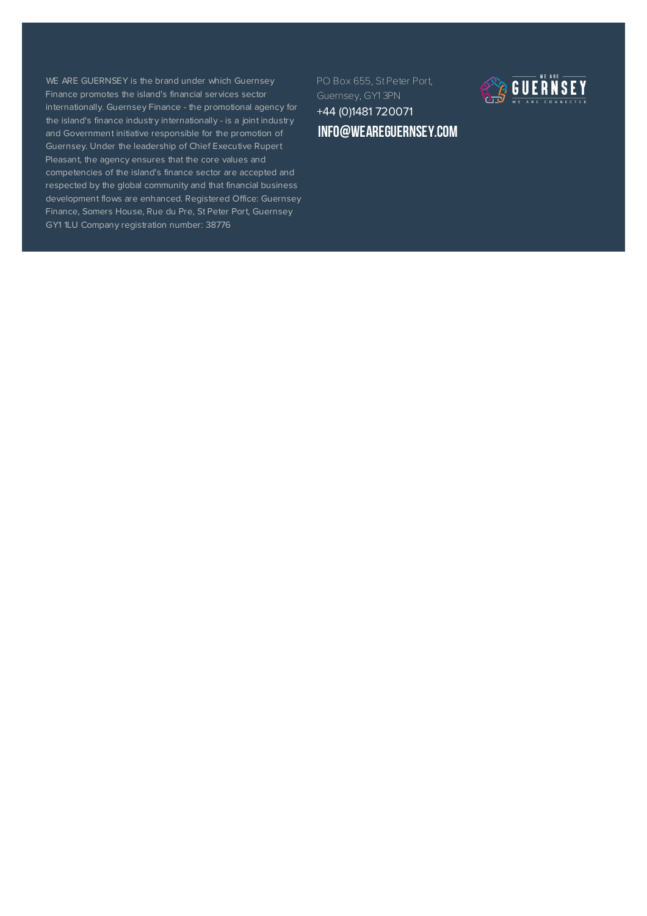WE ARE GUERNSEY is the brand under which Guernsey Finance promotes the island's financial services sector internationally. Guernsey Finance - the promotional agency for the island's finance industry internationally - is a joint industry and Government initiative responsible for the promotion of Guernsey. Under the leadership of Chief Executive Rupert Pleasant, the agency ensures that the core values and competencies of the island's finance sector are accepted and respected by the global community and that financial business development flows are enhanced. Registered Office: Guernsey Finance, Somers House, Rue du Pre, St Peter Port, Guernsey GY1 1LU Company registration number: 38776

PO Box 655, St Peter Port, Guernsey, GY1 3PN

+44 (0)1481 720071

INFO@WEAREGUERNSEY.COM

WE ARE GUERNSEY

WE ARE CONNECTED